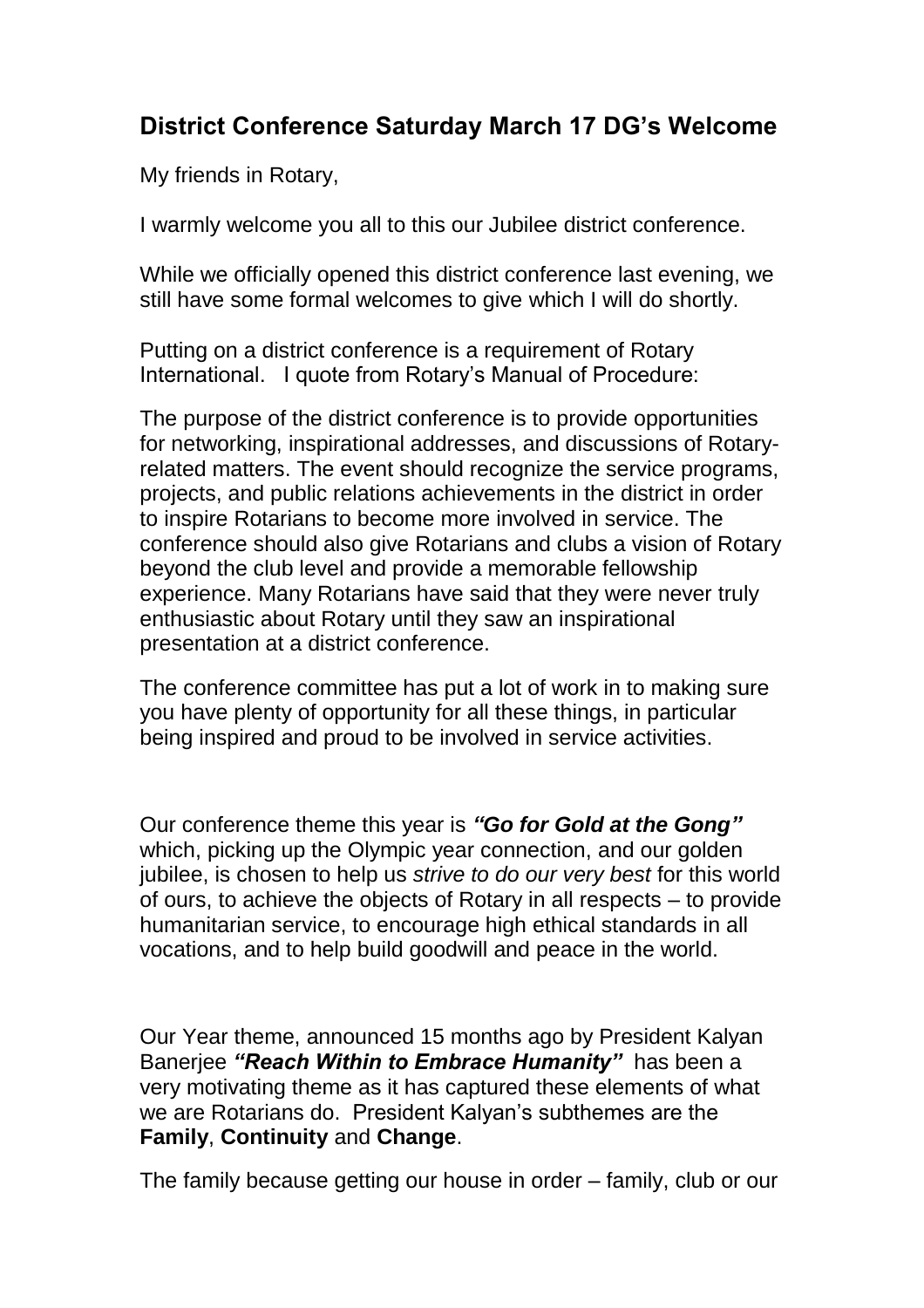## District Conference Saturday March 17 DG's Welcome

My friends in Rotary,

I warmly welcome you all to this our Jubilee district conference.

While we officially opened this district conference last evening, we still have some formal welcomes to give which I will do shortly.

Putting on a district conference is a requirement of Rotary International. I quote from Rotary's Manual of Procedure:

The purpose of the district conference is to provide opportunities for networking, inspirational addresses, and discussions of Rotary-related matters. The event should recognize the service programs, projects, and public relations achievements in the district in order to inspire Rotarians to become more involved in service. The conference should also give Rotarians and clubs a vision of Rotary beyond the club level and provide a memorable fellowship experience. Many Rotarians have said that they were never truly enthusiastic about Rotary until they saw an inspirational presentation at a district conference.

The conference committee has put a lot of work in to making sure you have plenty of opportunity for all these things, in particular being inspired and proud to be involved in service activities.

Our conference theme this year is ***"Go for Gold at the Gong"*** which, picking up the Olympic year connection, and our golden jubilee, is chosen to help us *strive to do our very best* for this world of ours, to achieve the objects of Rotary in all respects – to provide humanitarian service, to encourage high ethical standards in all vocations, and to help build goodwill and peace in the world.

Our Year theme, announced 15 months ago by President Kalyan Banerjee ***"Reach Within to Embrace Humanity"*** has been a very motivating theme as it has captured these elements of what we are Rotarians do. President Kalyan's subthemes are the **Family**, **Continuity** and **Change**.

The family because getting our house in order – family, club or our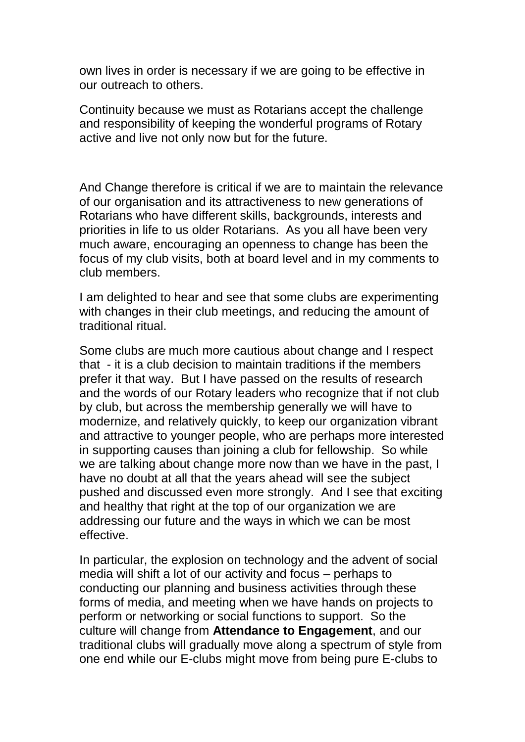own lives in order is necessary if we are going to be effective in our outreach to others.

Continuity because we must as Rotarians accept the challenge and responsibility of keeping the wonderful programs of Rotary active and live not only now but for the future.

And Change therefore is critical if we are to maintain the relevance of our organisation and its attractiveness to new generations of Rotarians who have different skills, backgrounds, interests and priorities in life to us older Rotarians. As you all have been very much aware, encouraging an openness to change has been the focus of my club visits, both at board level and in my comments to club members.

I am delighted to hear and see that some clubs are experimenting with changes in their club meetings, and reducing the amount of traditional ritual.

Some clubs are much more cautious about change and I respect that - it is a club decision to maintain traditions if the members prefer it that way. But I have passed on the results of research and the words of our Rotary leaders who recognize that if not club by club, but across the membership generally we will have to modernize, and relatively quickly, to keep our organization vibrant and attractive to younger people, who are perhaps more interested in supporting causes than joining a club for fellowship. So while we are talking about change more now than we have in the past, I have no doubt at all that the years ahead will see the subject pushed and discussed even more strongly. And I see that exciting and healthy that right at the top of our organization we are addressing our future and the ways in which we can be most effective.

In particular, the explosion on technology and the advent of social media will shift a lot of our activity and focus – perhaps to conducting our planning and business activities through these forms of media, and meeting when we have hands on projects to perform or networking or social functions to support. So the culture will change from **Attendance to Engagement**, and our traditional clubs will gradually move along a spectrum of style from one end while our E-clubs might move from being pure E-clubs to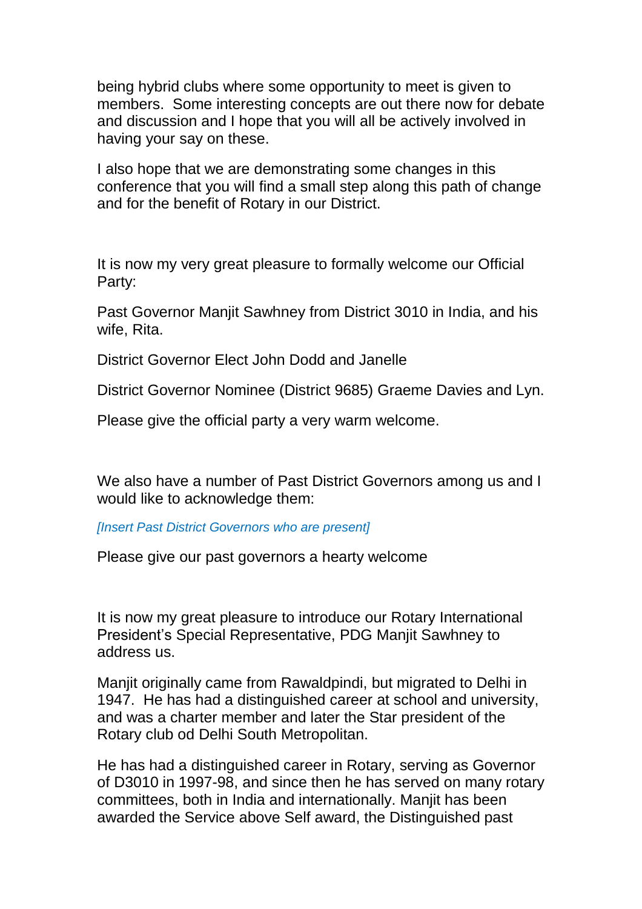being hybrid clubs where some opportunity to meet is given to members. Some interesting concepts are out there now for debate and discussion and I hope that you will all be actively involved in having your say on these.

I also hope that we are demonstrating some changes in this conference that you will find a small step along this path of change and for the benefit of Rotary in our District.

It is now my very great pleasure to formally welcome our Official Party:

Past Governor Manjit Sawhney from District 3010 in India, and his wife, Rita.

District Governor Elect John Dodd and Janelle

District Governor Nominee (District 9685) Graeme Davies and Lyn.

Please give the official party a very warm welcome.

We also have a number of Past District Governors among us and I would like to acknowledge them:

*[Insert Past District Governors who are present]*

Please give our past governors a hearty welcome

It is now my great pleasure to introduce our Rotary International President's Special Representative, PDG Manjit Sawhney to address us.

Manjit originally came from Rawaldpindi, but migrated to Delhi in 1947. He has had a distinguished career at school and university, and was a charter member and later the Star president of the Rotary club od Delhi South Metropolitan.

He has had a distinguished career in Rotary, serving as Governor of D3010 in 1997-98, and since then he has served on many rotary committees, both in India and internationally. Manjit has been awarded the Service above Self award, the Distinguished past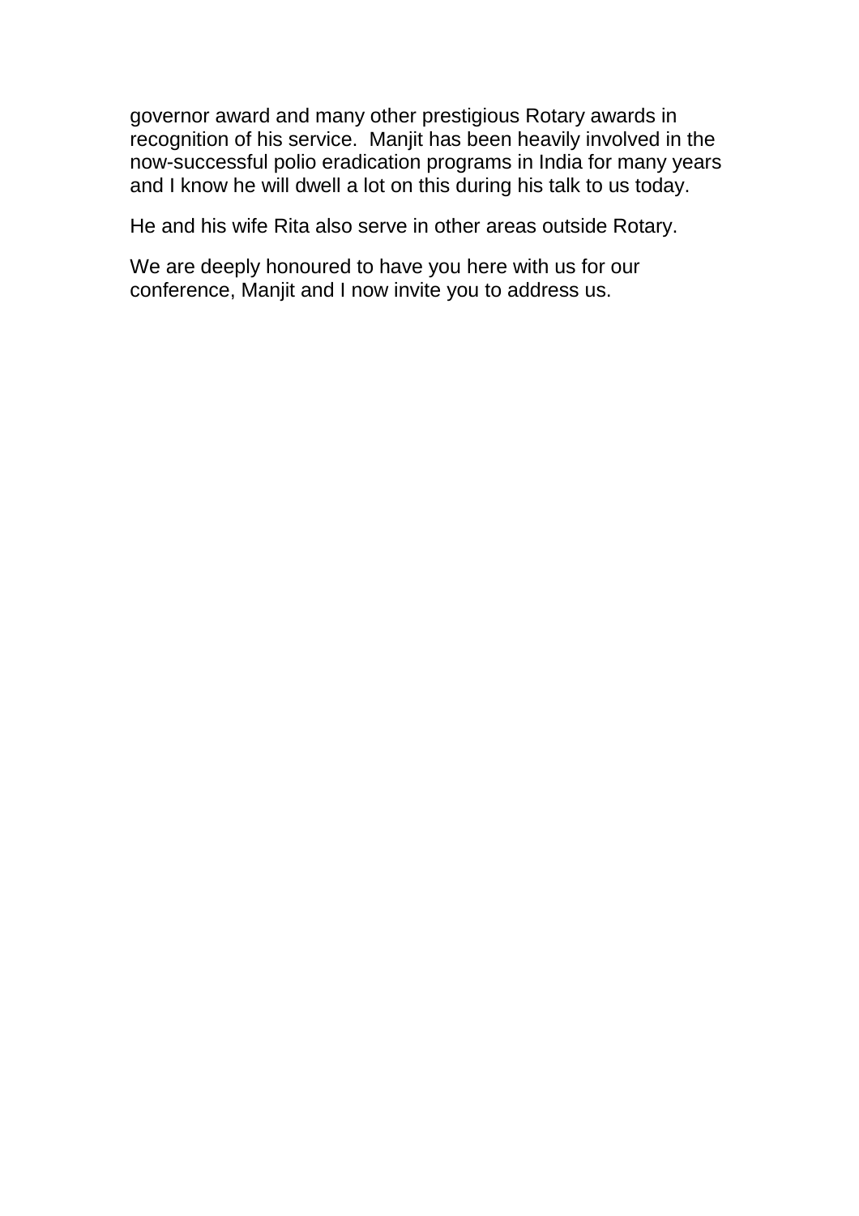governor award and many other prestigious Rotary awards in recognition of his service.  Manjit has been heavily involved in the now-successful polio eradication programs in India for many years and I know he will dwell a lot on this during his talk to us today.

He and his wife Rita also serve in other areas outside Rotary.

We are deeply honoured to have you here with us for our conference, Manjit and I now invite you to address us.